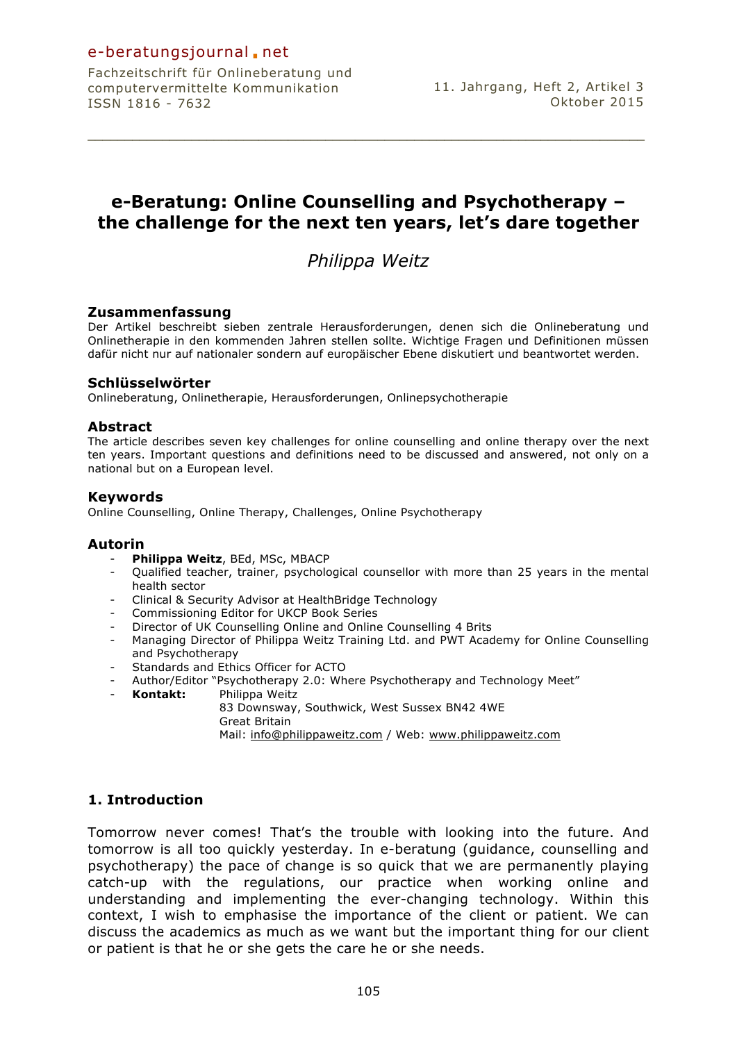# e-Beratung: Online Counselling and Psychotherapy – the challenge for the next ten years, let's dare together

*Philippa Weitz*

### Zusammenfassung

Der Artikel beschreibt sieben zentrale Herausforderungen, denen sich die Onlineberatung und Onlinetherapie in den kommenden Jahren stellen sollte. Wichtige Fragen und Definitionen müssen dafür nicht nur auf nationaler sondern auf europäischer Ebene diskutiert und beantwortet werden.

### Schlüsselwörter

Onlineberatung, Onlinetherapie, Herausforderungen, Onlinepsychotherapie

### Abstract

The article describes seven key challenges for online counselling and online therapy over the next ten years. Important questions and definitions need to be discussed and answered, not only on a national but on a European level.

### Keywords

Online Counselling, Online Therapy, Challenges, Online Psychotherapy

### Autorin

- **Philippa Weitz**, BEd, MSc, MBACP
- Qualified teacher, trainer, psychological counsellor with more than 25 years in the mental health sector
- Clinical & Security Advisor at HealthBridge Technology
- Commissioning Editor for UKCP Book Series
- Director of UK Counselling Online and Online Counselling 4 Brits
- Managing Director of Philippa Weitz Training Ltd. and PWT Academy for Online Counselling and Psychotherapy
- Standards and Ethics Officer for ACTO
- Author/Editor "Psychotherapy 2.0: Where Psychotherapy and Technology Meet"
- **Kontakt:** Philippa Weitz
  83 Downsway, Southwick, West Sussex BN42 4WE
  Great Britain
  Mail: info@philippaweitz.com / Web: www.philippaweitz.com

## 1. Introduction

Tomorrow never comes! That's the trouble with looking into the future. And tomorrow is all too quickly yesterday. In e-beratung (guidance, counselling and psychotherapy) the pace of change is so quick that we are permanently playing catch-up with the regulations, our practice when working online and understanding and implementing the ever-changing technology. Within this context, I wish to emphasise the importance of the client or patient. We can discuss the academics as much as we want but the important thing for our client or patient is that he or she gets the care he or she needs.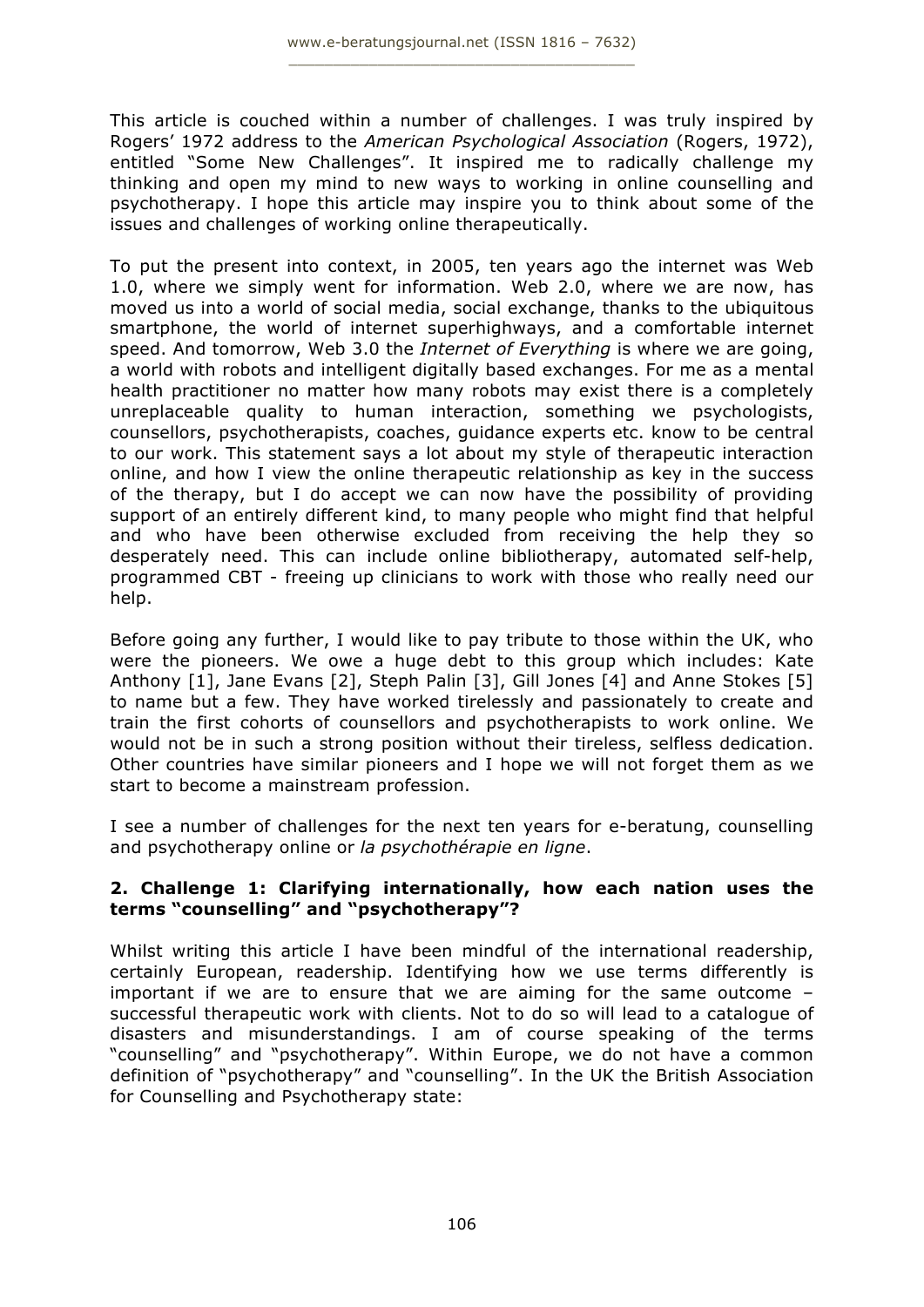This article is couched within a number of challenges. I was truly inspired by Rogers' 1972 address to the *American Psychological Association* (Rogers, 1972), entitled "Some New Challenges". It inspired me to radically challenge my thinking and open my mind to new ways to working in online counselling and psychotherapy. I hope this article may inspire you to think about some of the issues and challenges of working online therapeutically.

To put the present into context, in 2005, ten years ago the internet was Web 1.0, where we simply went for information. Web 2.0, where we are now, has moved us into a world of social media, social exchange, thanks to the ubiquitous smartphone, the world of internet superhighways, and a comfortable internet speed. And tomorrow, Web 3.0 the *Internet of Everything* is where we are going, a world with robots and intelligent digitally based exchanges. For me as a mental health practitioner no matter how many robots may exist there is a completely unreplaceable quality to human interaction, something we psychologists, counsellors, psychotherapists, coaches, guidance experts etc. know to be central to our work. This statement says a lot about my style of therapeutic interaction online, and how I view the online therapeutic relationship as key in the success of the therapy, but I do accept we can now have the possibility of providing support of an entirely different kind, to many people who might find that helpful and who have been otherwise excluded from receiving the help they so desperately need. This can include online bibliotherapy, automated self-help, programmed CBT - freeing up clinicians to work with those who really need our help.

Before going any further, I would like to pay tribute to those within the UK, who were the pioneers. We owe a huge debt to this group which includes: Kate Anthony [1], Jane Evans [2], Steph Palin [3], Gill Jones [4] and Anne Stokes [5] to name but a few. They have worked tirelessly and passionately to create and train the first cohorts of counsellors and psychotherapists to work online. We would not be in such a strong position without their tireless, selfless dedication. Other countries have similar pioneers and I hope we will not forget them as we start to become a mainstream profession.

I see a number of challenges for the next ten years for e-beratung, counselling and psychotherapy online or *la psychothérapie en ligne*.

## 2. Challenge 1: Clarifying internationally, how each nation uses the terms "counselling" and "psychotherapy"?

Whilst writing this article I have been mindful of the international readership, certainly European, readership. Identifying how we use terms differently is important if we are to ensure that we are aiming for the same outcome – successful therapeutic work with clients. Not to do so will lead to a catalogue of disasters and misunderstandings. I am of course speaking of the terms "counselling" and "psychotherapy". Within Europe, we do not have a common definition of "psychotherapy" and "counselling". In the UK the British Association for Counselling and Psychotherapy state: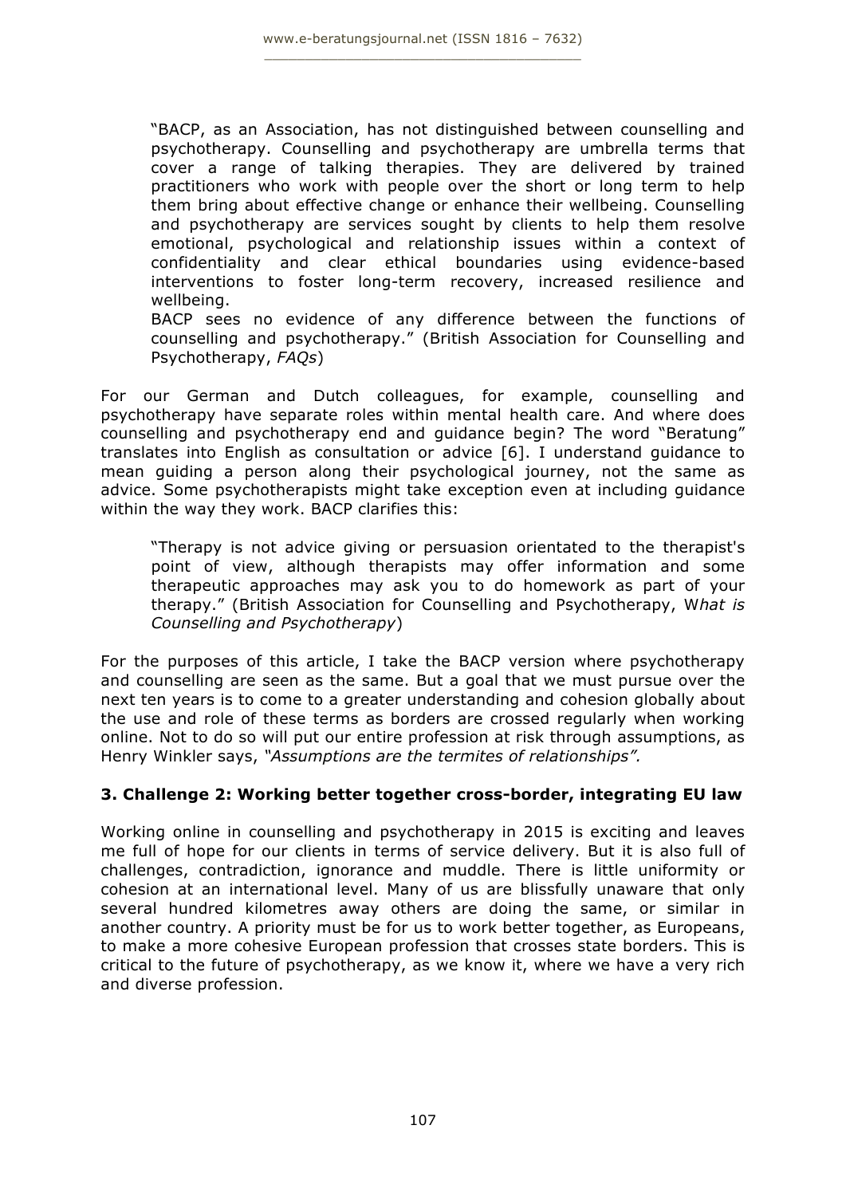> "BACP, as an Association, has not distinguished between counselling and psychotherapy. Counselling and psychotherapy are umbrella terms that cover a range of talking therapies. They are delivered by trained practitioners who work with people over the short or long term to help them bring about effective change or enhance their wellbeing. Counselling and psychotherapy are services sought by clients to help them resolve emotional, psychological and relationship issues within a context of confidentiality and clear ethical boundaries using evidence-based interventions to foster long-term recovery, increased resilience and wellbeing.
> BACP sees no evidence of any difference between the functions of counselling and psychotherapy." (British Association for Counselling and Psychotherapy, *FAQs*)

For our German and Dutch colleagues, for example, counselling and psychotherapy have separate roles within mental health care. And where does counselling and psychotherapy end and guidance begin? The word "Beratung" translates into English as consultation or advice [6]. I understand guidance to mean guiding a person along their psychological journey, not the same as advice. Some psychotherapists might take exception even at including guidance within the way they work. BACP clarifies this:

> "Therapy is not advice giving or persuasion orientated to the therapist's point of view, although therapists may offer information and some therapeutic approaches may ask you to do homework as part of your therapy." (British Association for Counselling and Psychotherapy, W*hat is Counselling and Psychotherapy*)

For the purposes of this article, I take the BACP version where psychotherapy and counselling are seen as the same. But a goal that we must pursue over the next ten years is to come to a greater understanding and cohesion globally about the use and role of these terms as borders are crossed regularly when working online. Not to do so will put our entire profession at risk through assumptions, as Henry Winkler says, *"Assumptions are the termites of relationships".*

### 3. Challenge 2: Working better together cross-border, integrating EU law

Working online in counselling and psychotherapy in 2015 is exciting and leaves me full of hope for our clients in terms of service delivery. But it is also full of challenges, contradiction, ignorance and muddle. There is little uniformity or cohesion at an international level. Many of us are blissfully unaware that only several hundred kilometres away others are doing the same, or similar in another country. A priority must be for us to work better together, as Europeans, to make a more cohesive European profession that crosses state borders. This is critical to the future of psychotherapy, as we know it, where we have a very rich and diverse profession.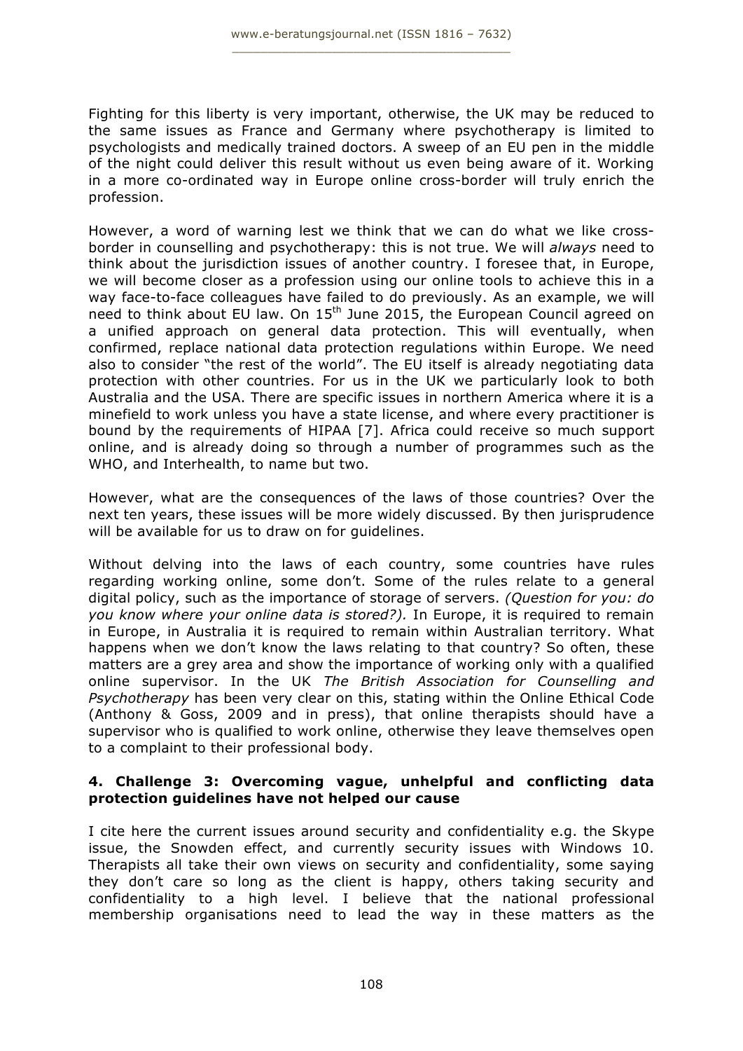Fighting for this liberty is very important, otherwise, the UK may be reduced to the same issues as France and Germany where psychotherapy is limited to psychologists and medically trained doctors. A sweep of an EU pen in the middle of the night could deliver this result without us even being aware of it. Working in a more co-ordinated way in Europe online cross-border will truly enrich the profession.

However, a word of warning lest we think that we can do what we like cross-border in counselling and psychotherapy: this is not true. We will *always* need to think about the jurisdiction issues of another country. I foresee that, in Europe, we will become closer as a profession using our online tools to achieve this in a way face-to-face colleagues have failed to do previously. As an example, we will need to think about EU law. On 15th June 2015, the European Council agreed on a unified approach on general data protection. This will eventually, when confirmed, replace national data protection regulations within Europe. We need also to consider "the rest of the world". The EU itself is already negotiating data protection with other countries. For us in the UK we particularly look to both Australia and the USA. There are specific issues in northern America where it is a minefield to work unless you have a state license, and where every practitioner is bound by the requirements of HIPAA [7]. Africa could receive so much support online, and is already doing so through a number of programmes such as the WHO, and Interhealth, to name but two.

However, what are the consequences of the laws of those countries? Over the next ten years, these issues will be more widely discussed. By then jurisprudence will be available for us to draw on for guidelines.

Without delving into the laws of each country, some countries have rules regarding working online, some don't. Some of the rules relate to a general digital policy, such as the importance of storage of servers. *(Question for you: do you know where your online data is stored?).* In Europe, it is required to remain in Europe, in Australia it is required to remain within Australian territory. What happens when we don't know the laws relating to that country? So often, these matters are a grey area and show the importance of working only with a qualified online supervisor. In the UK *The British Association for Counselling and Psychotherapy* has been very clear on this, stating within the Online Ethical Code (Anthony & Goss, 2009 and in press), that online therapists should have a supervisor who is qualified to work online, otherwise they leave themselves open to a complaint to their professional body.

## 4. Challenge 3: Overcoming vague, unhelpful and conflicting data protection guidelines have not helped our cause

I cite here the current issues around security and confidentiality e.g. the Skype issue, the Snowden effect, and currently security issues with Windows 10. Therapists all take their own views on security and confidentiality, some saying they don't care so long as the client is happy, others taking security and confidentiality to a high level. I believe that the national professional membership organisations need to lead the way in these matters as the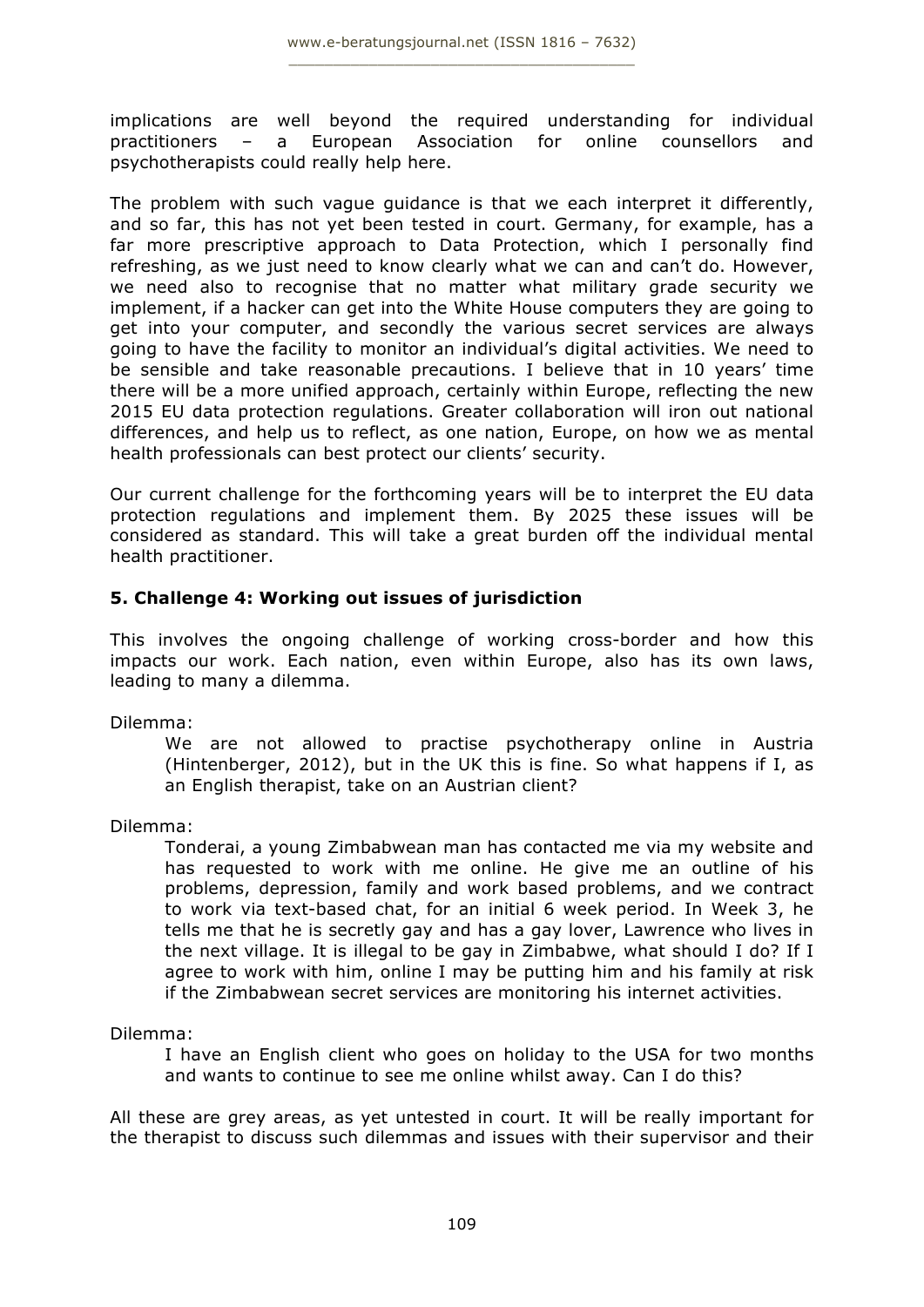implications are well beyond the required understanding for individual practitioners – a European Association for online counsellors and psychotherapists could really help here.

The problem with such vague guidance is that we each interpret it differently, and so far, this has not yet been tested in court. Germany, for example, has a far more prescriptive approach to Data Protection, which I personally find refreshing, as we just need to know clearly what we can and can't do. However, we need also to recognise that no matter what military grade security we implement, if a hacker can get into the White House computers they are going to get into your computer, and secondly the various secret services are always going to have the facility to monitor an individual's digital activities. We need to be sensible and take reasonable precautions. I believe that in 10 years' time there will be a more unified approach, certainly within Europe, reflecting the new 2015 EU data protection regulations. Greater collaboration will iron out national differences, and help us to reflect, as one nation, Europe, on how we as mental health professionals can best protect our clients' security.

Our current challenge for the forthcoming years will be to interpret the EU data protection regulations and implement them. By 2025 these issues will be considered as standard. This will take a great burden off the individual mental health practitioner.

## 5. Challenge 4: Working out issues of jurisdiction

This involves the ongoing challenge of working cross-border and how this impacts our work. Each nation, even within Europe, also has its own laws, leading to many a dilemma.

Dilemma:

> We are not allowed to practise psychotherapy online in Austria (Hintenberger, 2012), but in the UK this is fine. So what happens if I, as an English therapist, take on an Austrian client?

Dilemma:

> Tonderai, a young Zimbabwean man has contacted me via my website and has requested to work with me online. He give me an outline of his problems, depression, family and work based problems, and we contract to work via text-based chat, for an initial 6 week period. In Week 3, he tells me that he is secretly gay and has a gay lover, Lawrence who lives in the next village. It is illegal to be gay in Zimbabwe, what should I do? If I agree to work with him, online I may be putting him and his family at risk if the Zimbabwean secret services are monitoring his internet activities.

Dilemma:

> I have an English client who goes on holiday to the USA for two months and wants to continue to see me online whilst away. Can I do this?

All these are grey areas, as yet untested in court. It will be really important for the therapist to discuss such dilemmas and issues with their supervisor and their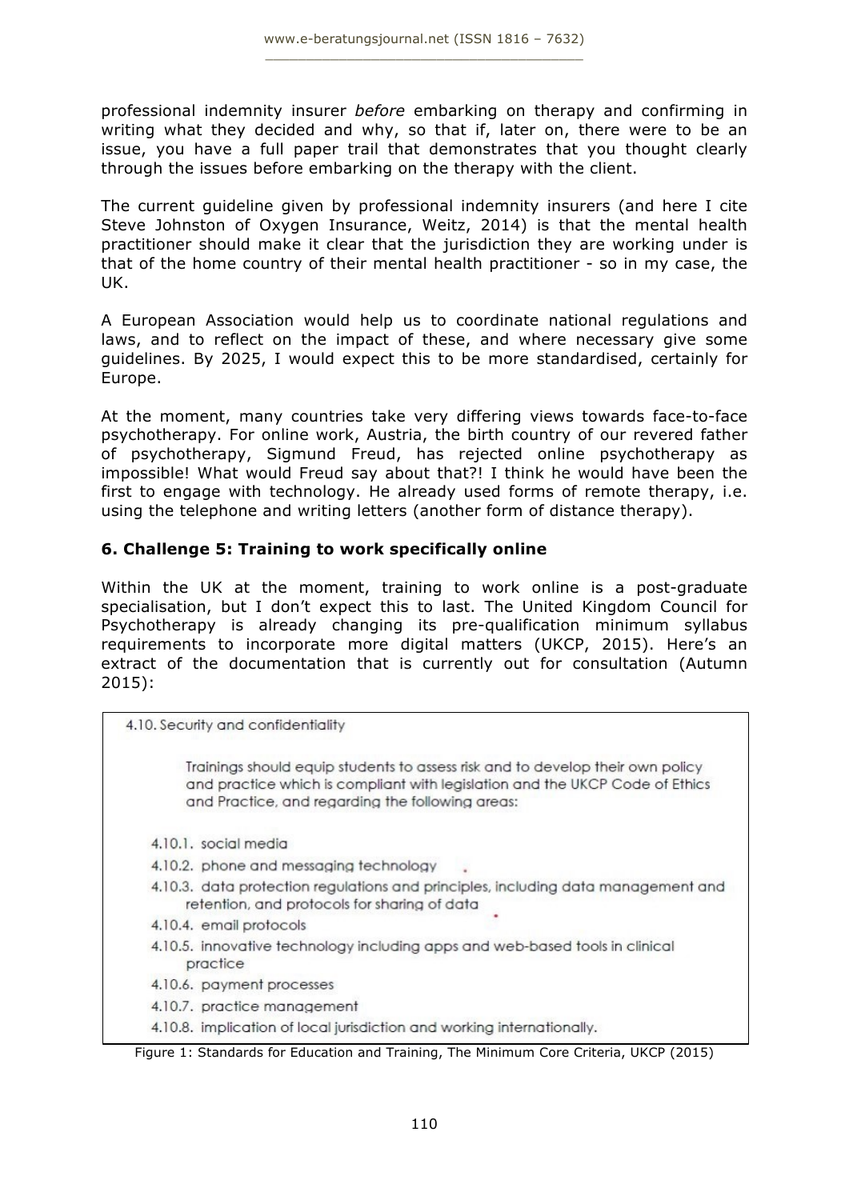professional indemnity insurer *before* embarking on therapy and confirming in writing what they decided and why, so that if, later on, there were to be an issue, you have a full paper trail that demonstrates that you thought clearly through the issues before embarking on the therapy with the client.

The current guideline given by professional indemnity insurers (and here I cite Steve Johnston of Oxygen Insurance, Weitz, 2014) is that the mental health practitioner should make it clear that the jurisdiction they are working under is that of the home country of their mental health practitioner - so in my case, the UK.

A European Association would help us to coordinate national regulations and laws, and to reflect on the impact of these, and where necessary give some guidelines. By 2025, I would expect this to be more standardised, certainly for Europe.

At the moment, many countries take very differing views towards face-to-face psychotherapy. For online work, Austria, the birth country of our revered father of psychotherapy, Sigmund Freud, has rejected online psychotherapy as impossible! What would Freud say about that?! I think he would have been the first to engage with technology. He already used forms of remote therapy, i.e. using the telephone and writing letters (another form of distance therapy).

## 6. Challenge 5: Training to work specifically online

Within the UK at the moment, training to work online is a post-graduate specialisation, but I don't expect this to last. The United Kingdom Council for Psychotherapy is already changing its pre-qualification minimum syllabus requirements to incorporate more digital matters (UKCP, 2015). Here's an extract of the documentation that is currently out for consultation (Autumn 2015):

4.10. Security and confidentiality

Trainings should equip students to assess risk and to develop their own policy and practice which is compliant with legislation and the UKCP Code of Ethics and Practice, and regarding the following areas:

- 4.10.1. social media
- 4.10.2. phone and messaging technology
- 4.10.3. data protection regulations and principles, including data management and retention, and protocols for sharing of data
- 4.10.4. email protocols
- 4.10.5. innovative technology including apps and web-based tools in clinical practice
- 4.10.6. payment processes
- 4.10.7. practice management
- 4.10.8. implication of local jurisdiction and working internationally.

Figure 1: Standards for Education and Training, The Minimum Core Criteria, UKCP (2015)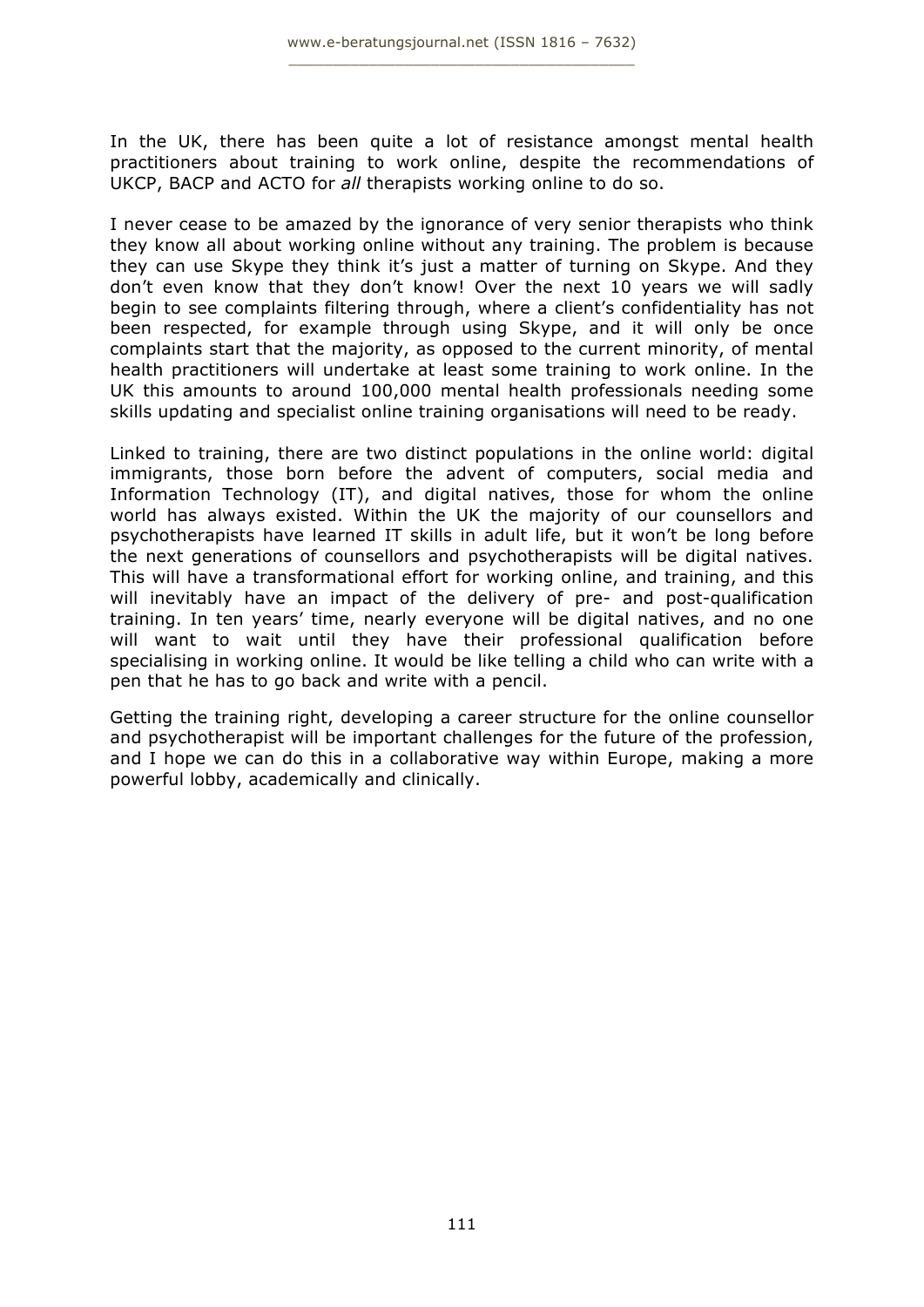In the UK, there has been quite a lot of resistance amongst mental health practitioners about training to work online, despite the recommendations of UKCP, BACP and ACTO for *all* therapists working online to do so.

I never cease to be amazed by the ignorance of very senior therapists who think they know all about working online without any training. The problem is because they can use Skype they think it's just a matter of turning on Skype. And they don't even know that they don't know! Over the next 10 years we will sadly begin to see complaints filtering through, where a client's confidentiality has not been respected, for example through using Skype, and it will only be once complaints start that the majority, as opposed to the current minority, of mental health practitioners will undertake at least some training to work online. In the UK this amounts to around 100,000 mental health professionals needing some skills updating and specialist online training organisations will need to be ready.

Linked to training, there are two distinct populations in the online world: digital immigrants, those born before the advent of computers, social media and Information Technology (IT), and digital natives, those for whom the online world has always existed. Within the UK the majority of our counsellors and psychotherapists have learned IT skills in adult life, but it won't be long before the next generations of counsellors and psychotherapists will be digital natives. This will have a transformational effort for working online, and training, and this will inevitably have an impact of the delivery of pre- and post-qualification training. In ten years' time, nearly everyone will be digital natives, and no one will want to wait until they have their professional qualification before specialising in working online. It would be like telling a child who can write with a pen that he has to go back and write with a pencil.

Getting the training right, developing a career structure for the online counsellor and psychotherapist will be important challenges for the future of the profession, and I hope we can do this in a collaborative way within Europe, making a more powerful lobby, academically and clinically.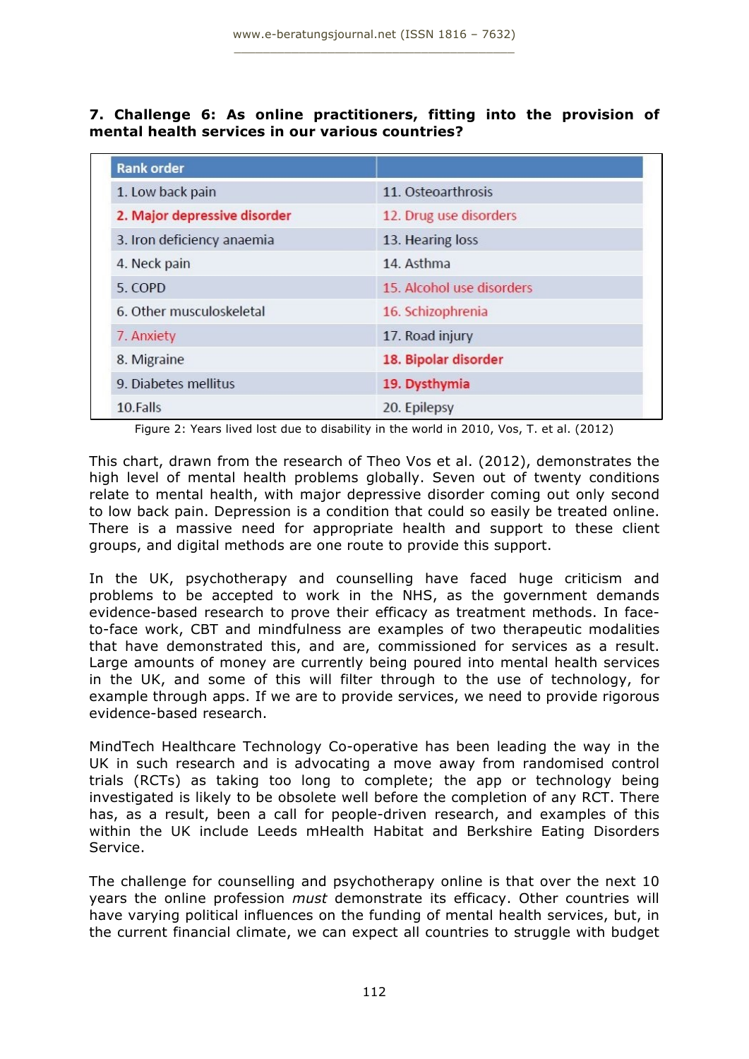## 7. Challenge 6: As online practitioners, fitting into the provision of mental health services in our various countries?

| Rank order | |
|---|---|
| 1. Low back pain | 11. Osteoarthrosis |
| **2. Major depressive disorder** | 12. Drug use disorders |
| 3. Iron deficiency anaemia | 13. Hearing loss |
| 4. Neck pain | 14. Asthma |
| 5. COPD | 15. Alcohol use disorders |
| 6. Other musculoskeletal | 16. Schizophrenia |
| 7. Anxiety | 17. Road injury |
| 8. Migraine | **18. Bipolar disorder** |
| 9. Diabetes mellitus | **19. Dysthymia** |
| 10.Falls | 20. Epilepsy |

Figure 2: Years lived lost due to disability in the world in 2010, Vos, T. et al. (2012)

This chart, drawn from the research of Theo Vos et al. (2012), demonstrates the high level of mental health problems globally. Seven out of twenty conditions relate to mental health, with major depressive disorder coming out only second to low back pain. Depression is a condition that could so easily be treated online. There is a massive need for appropriate health and support to these client groups, and digital methods are one route to provide this support.

In the UK, psychotherapy and counselling have faced huge criticism and problems to be accepted to work in the NHS, as the government demands evidence-based research to prove their efficacy as treatment methods. In face-to-face work, CBT and mindfulness are examples of two therapeutic modalities that have demonstrated this, and are, commissioned for services as a result. Large amounts of money are currently being poured into mental health services in the UK, and some of this will filter through to the use of technology, for example through apps. If we are to provide services, we need to provide rigorous evidence-based research.

MindTech Healthcare Technology Co-operative has been leading the way in the UK in such research and is advocating a move away from randomised control trials (RCTs) as taking too long to complete; the app or technology being investigated is likely to be obsolete well before the completion of any RCT. There has, as a result, been a call for people-driven research, and examples of this within the UK include Leeds mHealth Habitat and Berkshire Eating Disorders Service.

The challenge for counselling and psychotherapy online is that over the next 10 years the online profession *must* demonstrate its efficacy. Other countries will have varying political influences on the funding of mental health services, but, in the current financial climate, we can expect all countries to struggle with budget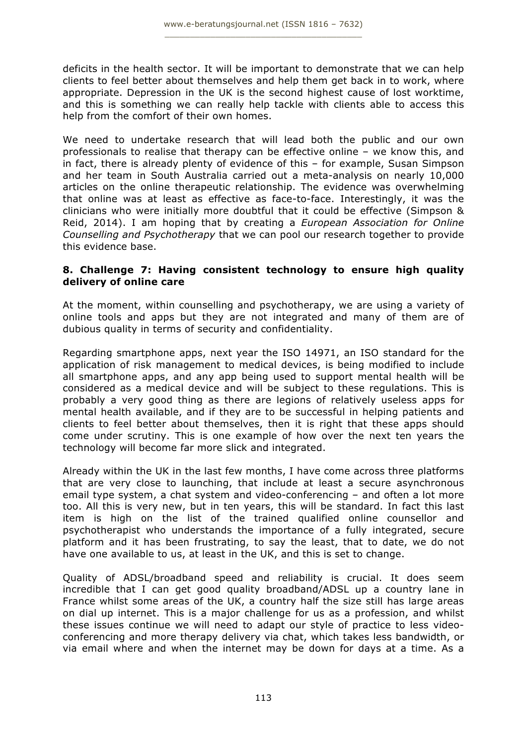deficits in the health sector. It will be important to demonstrate that we can help clients to feel better about themselves and help them get back in to work, where appropriate. Depression in the UK is the second highest cause of lost worktime, and this is something we can really help tackle with clients able to access this help from the comfort of their own homes.

We need to undertake research that will lead both the public and our own professionals to realise that therapy can be effective online – we know this, and in fact, there is already plenty of evidence of this – for example, Susan Simpson and her team in South Australia carried out a meta-analysis on nearly 10,000 articles on the online therapeutic relationship. The evidence was overwhelming that online was at least as effective as face-to-face. Interestingly, it was the clinicians who were initially more doubtful that it could be effective (Simpson & Reid, 2014). I am hoping that by creating a *European Association for Online Counselling and Psychotherapy* that we can pool our research together to provide this evidence base.

## 8. Challenge 7: Having consistent technology to ensure high quality delivery of online care

At the moment, within counselling and psychotherapy, we are using a variety of online tools and apps but they are not integrated and many of them are of dubious quality in terms of security and confidentiality.

Regarding smartphone apps, next year the ISO 14971, an ISO standard for the application of risk management to medical devices, is being modified to include all smartphone apps, and any app being used to support mental health will be considered as a medical device and will be subject to these regulations. This is probably a very good thing as there are legions of relatively useless apps for mental health available, and if they are to be successful in helping patients and clients to feel better about themselves, then it is right that these apps should come under scrutiny. This is one example of how over the next ten years the technology will become far more slick and integrated.

Already within the UK in the last few months, I have come across three platforms that are very close to launching, that include at least a secure asynchronous email type system, a chat system and video-conferencing – and often a lot more too. All this is very new, but in ten years, this will be standard. In fact this last item is high on the list of the trained qualified online counsellor and psychotherapist who understands the importance of a fully integrated, secure platform and it has been frustrating, to say the least, that to date, we do not have one available to us, at least in the UK, and this is set to change.

Quality of ADSL/broadband speed and reliability is crucial. It does seem incredible that I can get good quality broadband/ADSL up a country lane in France whilst some areas of the UK, a country half the size still has large areas on dial up internet. This is a major challenge for us as a profession, and whilst these issues continue we will need to adapt our style of practice to less video-conferencing and more therapy delivery via chat, which takes less bandwidth, or via email where and when the internet may be down for days at a time. As a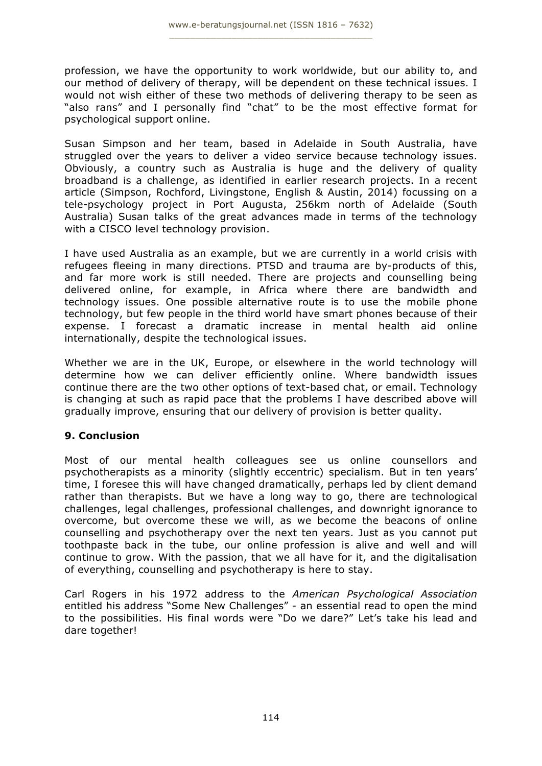profession, we have the opportunity to work worldwide, but our ability to, and our method of delivery of therapy, will be dependent on these technical issues. I would not wish either of these two methods of delivering therapy to be seen as "also rans" and I personally find "chat" to be the most effective format for psychological support online.

Susan Simpson and her team, based in Adelaide in South Australia, have struggled over the years to deliver a video service because technology issues. Obviously, a country such as Australia is huge and the delivery of quality broadband is a challenge, as identified in earlier research projects. In a recent article (Simpson, Rochford, Livingstone, English & Austin, 2014) focussing on a tele-psychology project in Port Augusta, 256km north of Adelaide (South Australia) Susan talks of the great advances made in terms of the technology with a CISCO level technology provision.

I have used Australia as an example, but we are currently in a world crisis with refugees fleeing in many directions. PTSD and trauma are by-products of this, and far more work is still needed. There are projects and counselling being delivered online, for example, in Africa where there are bandwidth and technology issues. One possible alternative route is to use the mobile phone technology, but few people in the third world have smart phones because of their expense. I forecast a dramatic increase in mental health aid online internationally, despite the technological issues.

Whether we are in the UK, Europe, or elsewhere in the world technology will determine how we can deliver efficiently online. Where bandwidth issues continue there are the two other options of text-based chat, or email. Technology is changing at such as rapid pace that the problems I have described above will gradually improve, ensuring that our delivery of provision is better quality.

## 9. Conclusion

Most of our mental health colleagues see us online counsellors and psychotherapists as a minority (slightly eccentric) specialism. But in ten years' time, I foresee this will have changed dramatically, perhaps led by client demand rather than therapists. But we have a long way to go, there are technological challenges, legal challenges, professional challenges, and downright ignorance to overcome, but overcome these we will, as we become the beacons of online counselling and psychotherapy over the next ten years. Just as you cannot put toothpaste back in the tube, our online profession is alive and well and will continue to grow. With the passion, that we all have for it, and the digitalisation of everything, counselling and psychotherapy is here to stay.

Carl Rogers in his 1972 address to the *American Psychological Association* entitled his address "Some New Challenges" - an essential read to open the mind to the possibilities. His final words were "Do we dare?" Let's take his lead and dare together!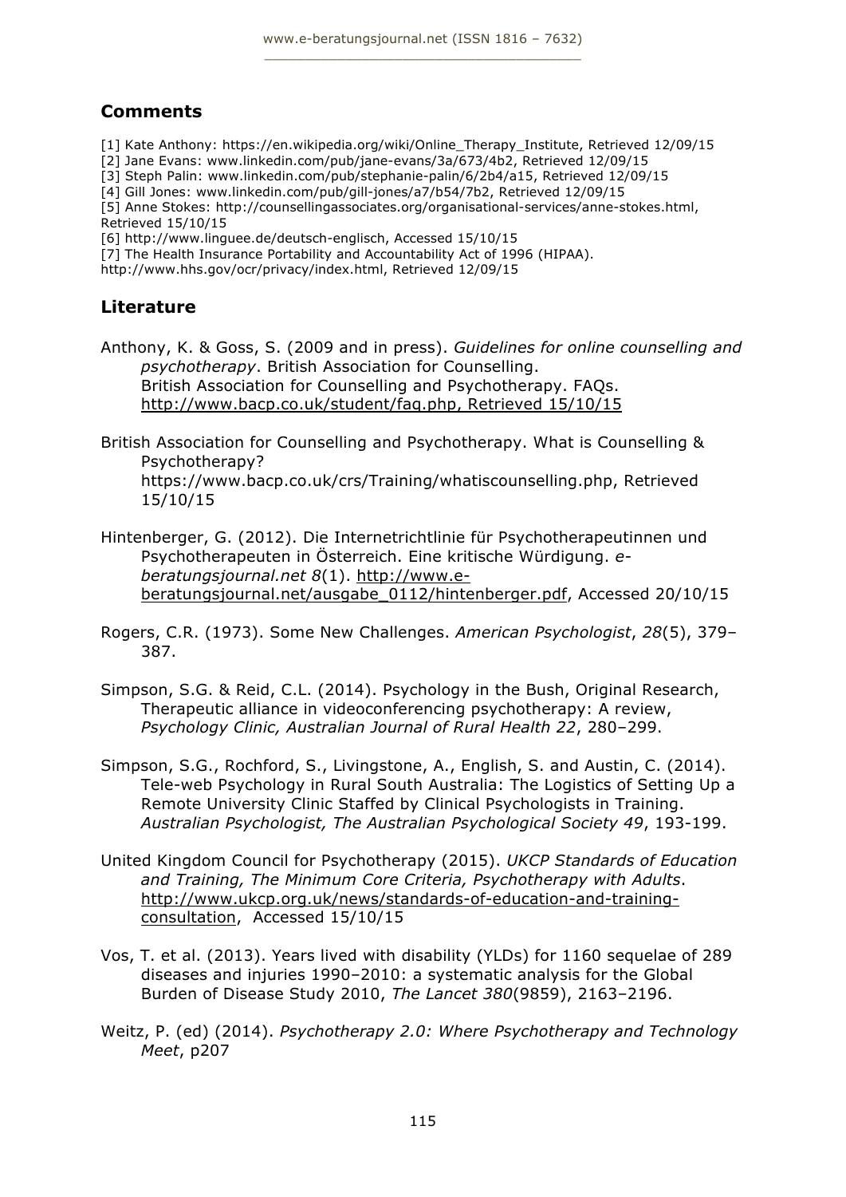## Comments

[1] Kate Anthony: https://en.wikipedia.org/wiki/Online_Therapy_Institute, Retrieved 12/09/15
[2] Jane Evans: www.linkedin.com/pub/jane-evans/3a/673/4b2, Retrieved 12/09/15
[3] Steph Palin: www.linkedin.com/pub/stephanie-palin/6/2b4/a15, Retrieved 12/09/15
[4] Gill Jones: www.linkedin.com/pub/gill-jones/a7/b54/7b2, Retrieved 12/09/15
[5] Anne Stokes: http://counsellingassociates.org/organisational-services/anne-stokes.html, Retrieved 15/10/15
[6] http://www.linguee.de/deutsch-englisch, Accessed 15/10/15
[7] The Health Insurance Portability and Accountability Act of 1996 (HIPAA). http://www.hhs.gov/ocr/privacy/index.html, Retrieved 12/09/15

## Literature

Anthony, K. & Goss, S. (2009 and in press). *Guidelines for online counselling and psychotherapy*. British Association for Counselling. British Association for Counselling and Psychotherapy. FAQs. http://www.bacp.co.uk/student/faq.php, Retrieved 15/10/15

British Association for Counselling and Psychotherapy. What is Counselling & Psychotherapy? https://www.bacp.co.uk/crs/Training/whatiscounselling.php, Retrieved 15/10/15

Hintenberger, G. (2012). Die Internetrichtlinie für Psychotherapeutinnen und Psychotherapeuten in Österreich. Eine kritische Würdigung. *e-beratungsjournal.net 8*(1). http://www.e-beratungsjournal.net/ausgabe_0112/hintenberger.pdf, Accessed 20/10/15

Rogers, C.R. (1973). Some New Challenges. *American Psychologist*, *28*(5), 379–387.

Simpson, S.G. & Reid, C.L. (2014). Psychology in the Bush, Original Research, Therapeutic alliance in videoconferencing psychotherapy: A review, *Psychology Clinic, Australian Journal of Rural Health 22*, 280–299.

Simpson, S.G., Rochford, S., Livingstone, A., English, S. and Austin, C. (2014). Tele-web Psychology in Rural South Australia: The Logistics of Setting Up a Remote University Clinic Staffed by Clinical Psychologists in Training. *Australian Psychologist, The Australian Psychological Society 49*, 193-199.

United Kingdom Council for Psychotherapy (2015). *UKCP Standards of Education and Training, The Minimum Core Criteria, Psychotherapy with Adults*. http://www.ukcp.org.uk/news/standards-of-education-and-training-consultation, Accessed 15/10/15

Vos, T. et al. (2013). Years lived with disability (YLDs) for 1160 sequelae of 289 diseases and injuries 1990–2010: a systematic analysis for the Global Burden of Disease Study 2010, *The Lancet 380*(9859), 2163–2196.

Weitz, P. (ed) (2014). *Psychotherapy 2.0: Where Psychotherapy and Technology Meet*, p207